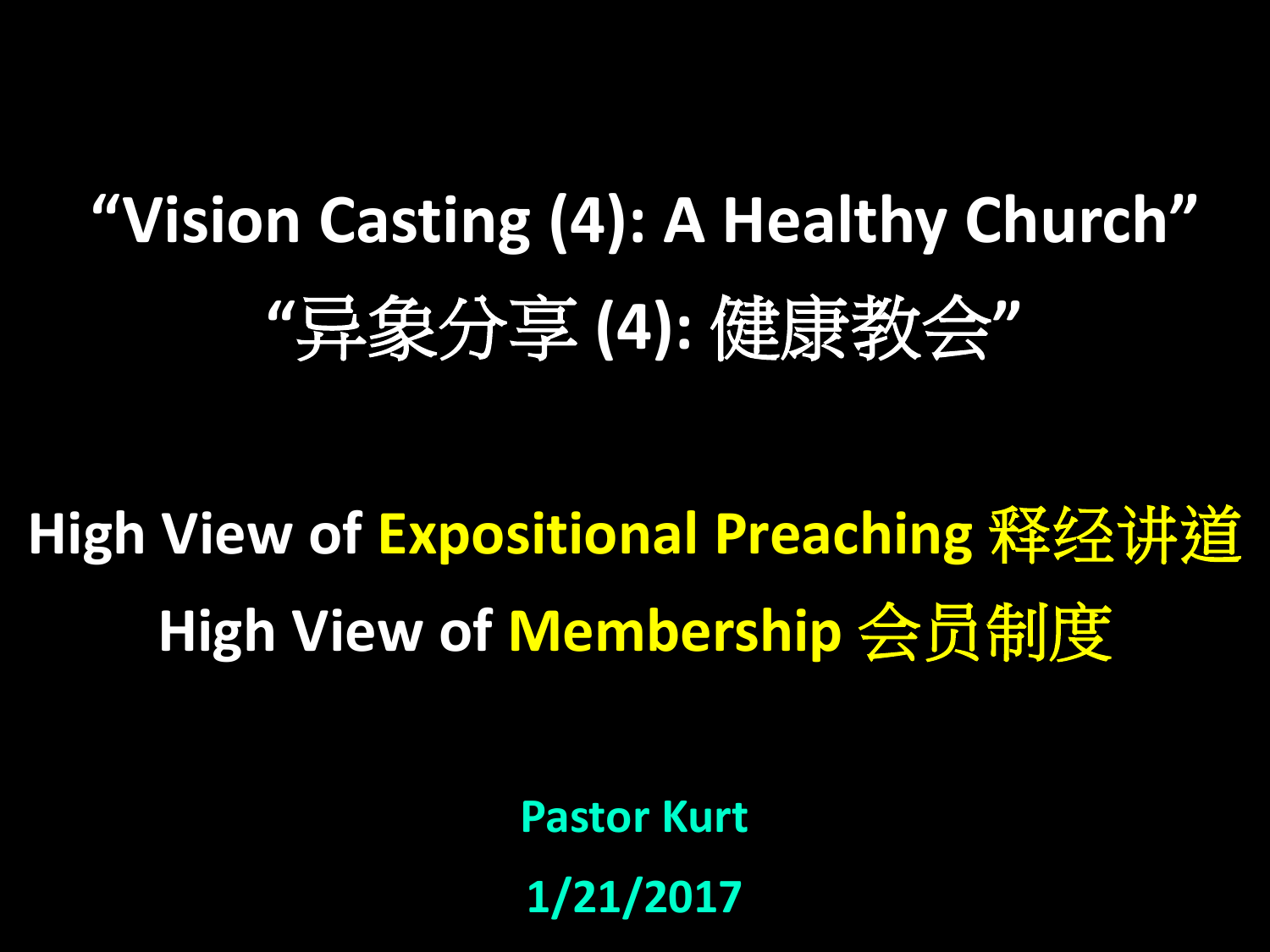# "Vision Casting (4): A Healthy Church"

# "异象分享 (4): 健康教会"

## High View of **Expositional Preaching 释经讲道**

## High View of **Membership 会员制度**

**Pastor Kurt**

**1/21/2017**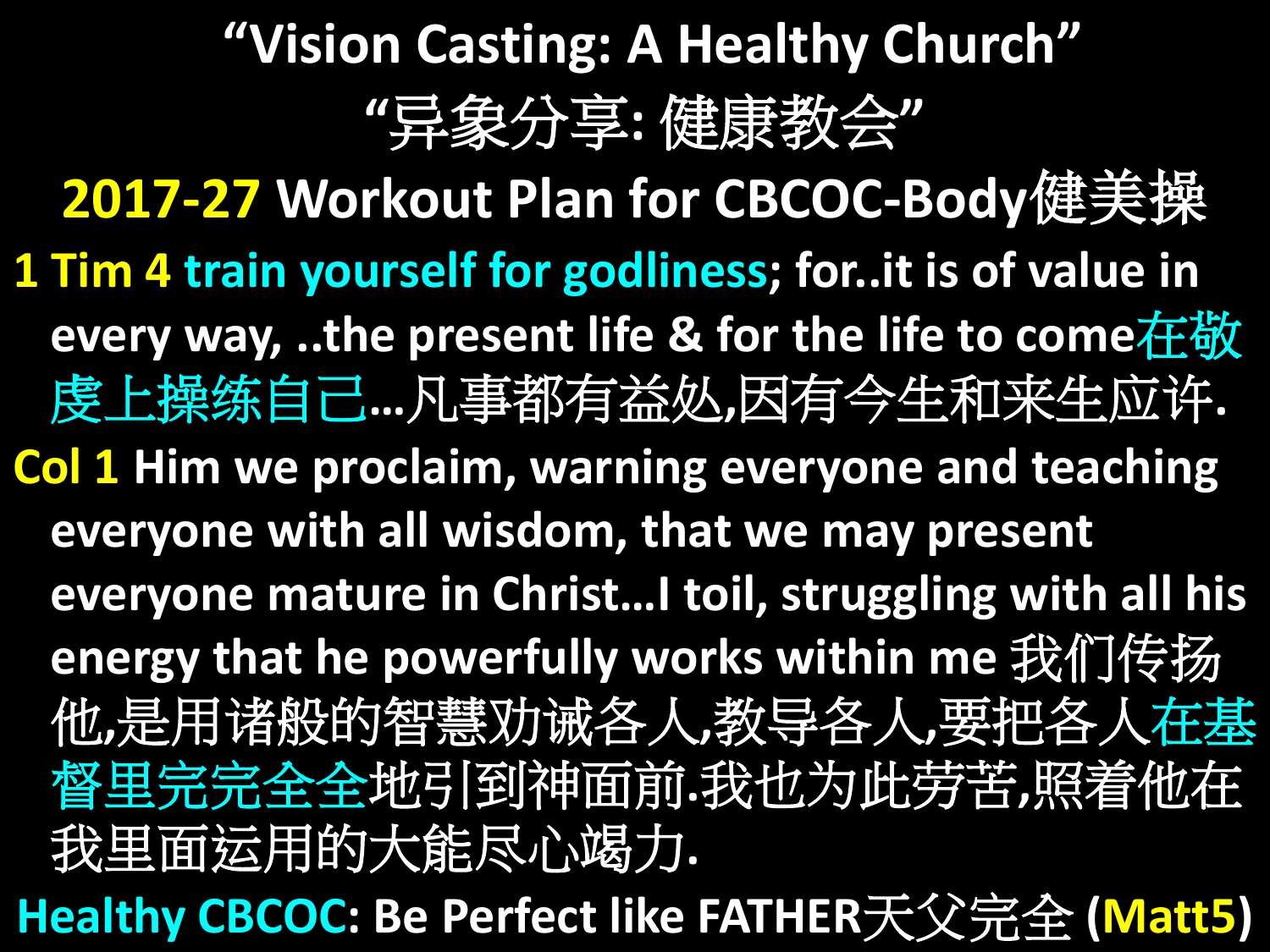# "Vision Casting: A Healthy Church"

# "异象分享: 健康教会"

## 2017-27 Workout Plan for CBCOC-Body健美操

**1 Tim 4** **train yourself for godliness**; for..it is of value in every way, ..the present life & for the life to come在敬虔上操练自己...凡事都有益处,因有今生和来生应许.

**Col 1** Him we proclaim, warning everyone and teaching everyone with all wisdom, that we may present everyone mature in Christ...I toil, struggling with all his energy that he powerfully works within me 我们传扬他,是用诸般的智慧劝诫各人,教导各人,要把各人在基督里完完全全地引到神面前.我也为此劳苦,照着他在我里面运用的大能尽心竭力.

**Healthy CBCOC**: Be Perfect like FATHER天父完全 (**Matt5**)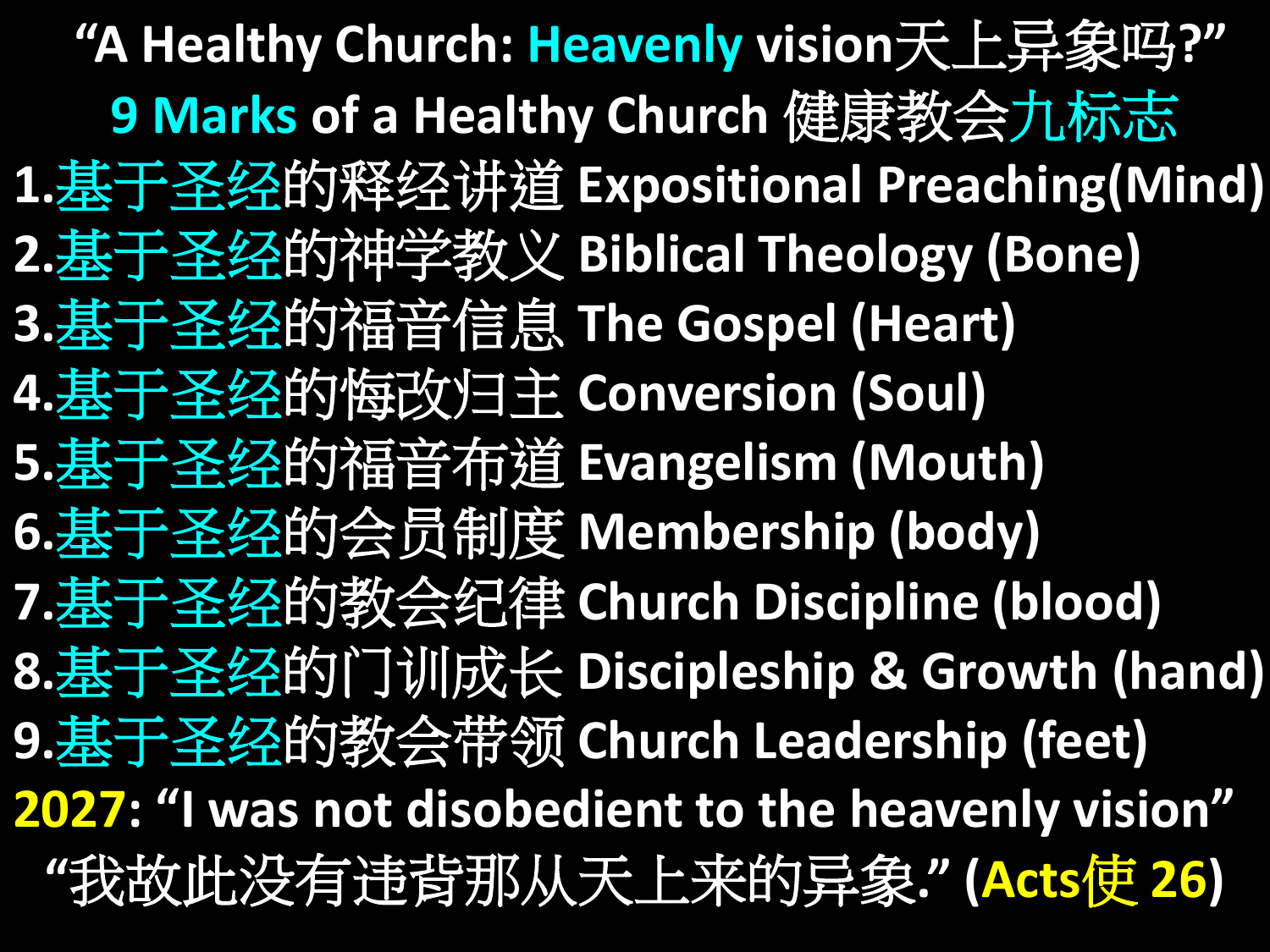# "A Healthy Church: Heavenly vision天上异象吗?"

## 9 Marks of a Healthy Church 健康教会九标志

1. 基于圣经的释经讲道 Expositional Preaching(Mind)
2. 基于圣经的神学教义 Biblical Theology (Bone)
3. 基于圣经的福音信息 The Gospel (Heart)
4. 基于圣经的悔改归主 Conversion (Soul)
5. 基于圣经的福音布道 Evangelism (Mouth)
6. 基于圣经的会员制度 Membership (body)
7. 基于圣经的教会纪律 Church Discipline (blood)
8. 基于圣经的门训成长 Discipleship & Growth (hand)
9. 基于圣经的教会带领 Church Leadership (feet)

**2027**: "I was not disobedient to the heavenly vision"

"我故此没有违背那从天上来的异象." (**Acts使 26**)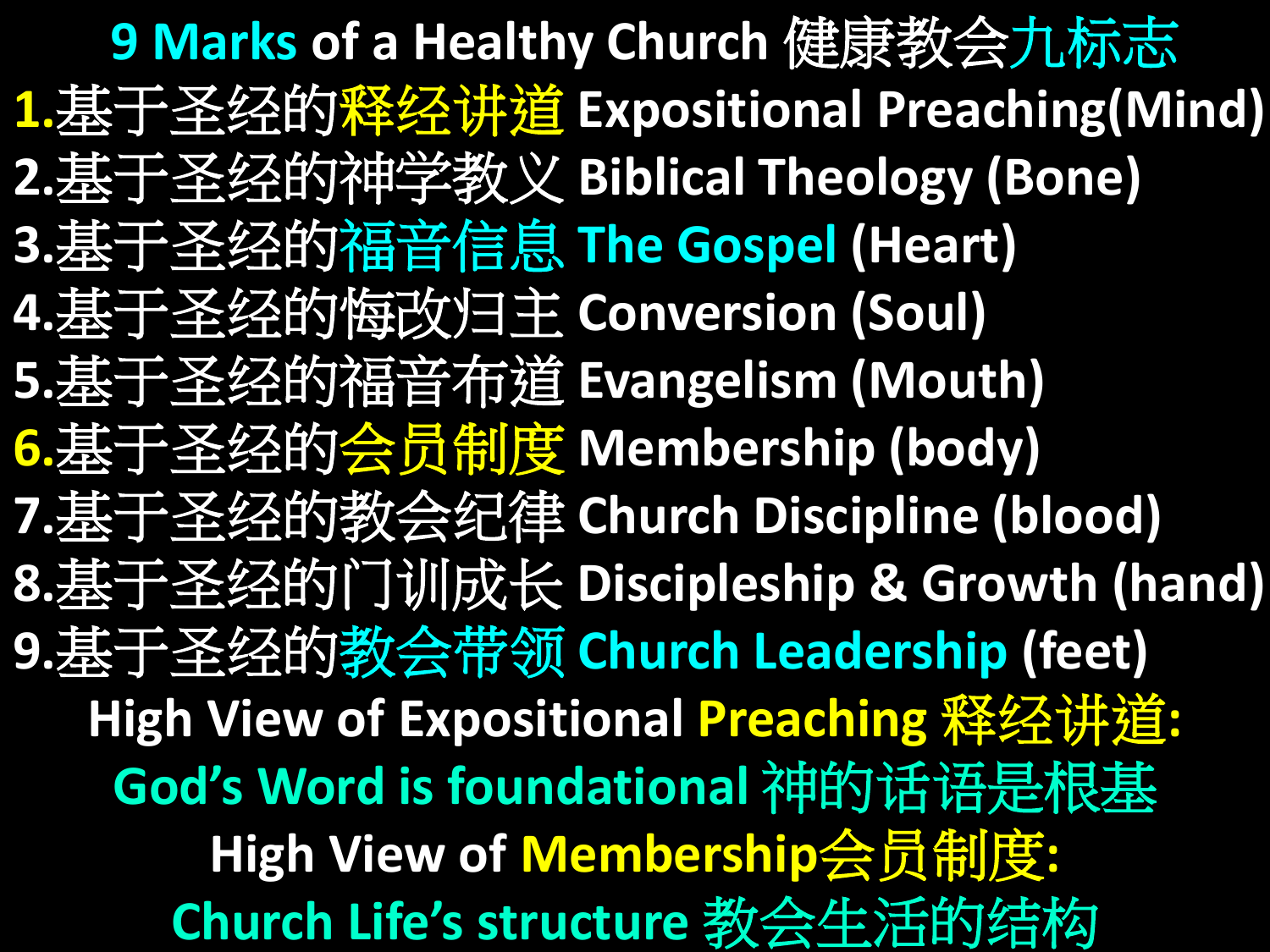# 9 Marks of a Healthy Church 健康教会九标志

1. 基于圣经的释经讲道 Expositional Preaching(Mind)
2. 基于圣经的神学教义 Biblical Theology (Bone)
3. 基于圣经的福音信息 The Gospel (Heart)
4. 基于圣经的悔改归主 Conversion (Soul)
5. 基于圣经的福音布道 Evangelism (Mouth)
6. 基于圣经的会员制度 Membership (body)
7. 基于圣经的教会纪律 Church Discipline (blood)
8. 基于圣经的门训成长 Discipleship & Growth (hand)
9. 基于圣经的教会带领 Church Leadership (feet)

**High View of Expositional Preaching 释经讲道:**

**God's Word is foundational 神的话语是根基**

**High View of Membership会员制度:**

**Church Life's structure 教会生活的结构**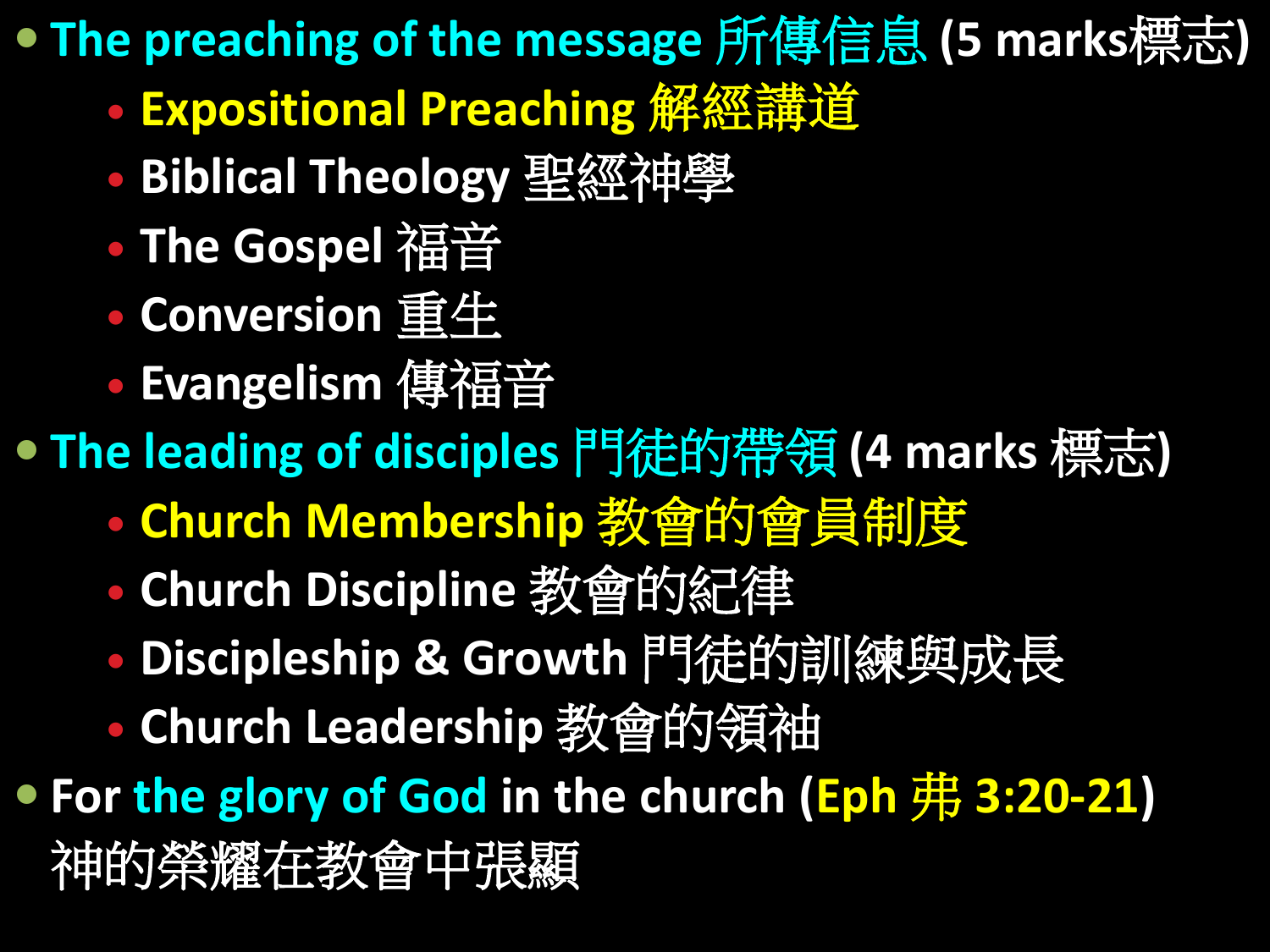- **The preaching of the message 所傳信息 (5 marks標志)**
  - **Expositional Preaching 解經講道**
  - Biblical Theology 聖經神學
  - The Gospel 福音
  - Conversion 重生
  - Evangelism 傳福音
- **The leading of disciples 門徒的帶領 (4 marks 標志)**
  - **Church Membership 教會的會員制度**
  - Church Discipline 教會的紀律
  - Discipleship & Growth 門徒的訓練與成長
  - Church Leadership 教會的領袖
- For **the glory of God** in the church (**Eph 弗 3:20-21**) 神的榮耀在教會中張顯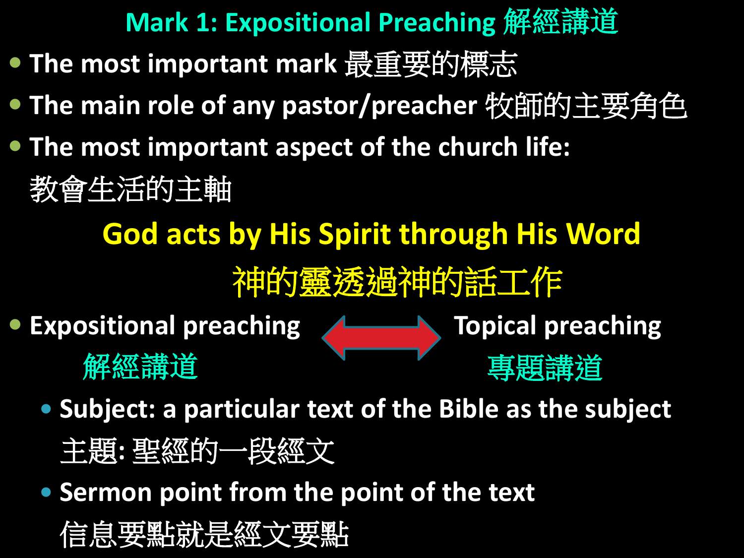# Mark 1: Expositional Preaching 解經講道

- The most important mark 最重要的標志
- The main role of any pastor/preacher 牧師的主要角色
- The most important aspect of the church life: 教會生活的主軸

**God acts by His Spirit through His Word**

**神的靈透過神的話工作**

- Expositional preaching 解經講道 ⟷ Topical preaching 專題講道
  - Subject: a particular text of the Bible as the subject 主題: 聖經的一段經文
  - Sermon point from the point of the text 信息要點就是經文要點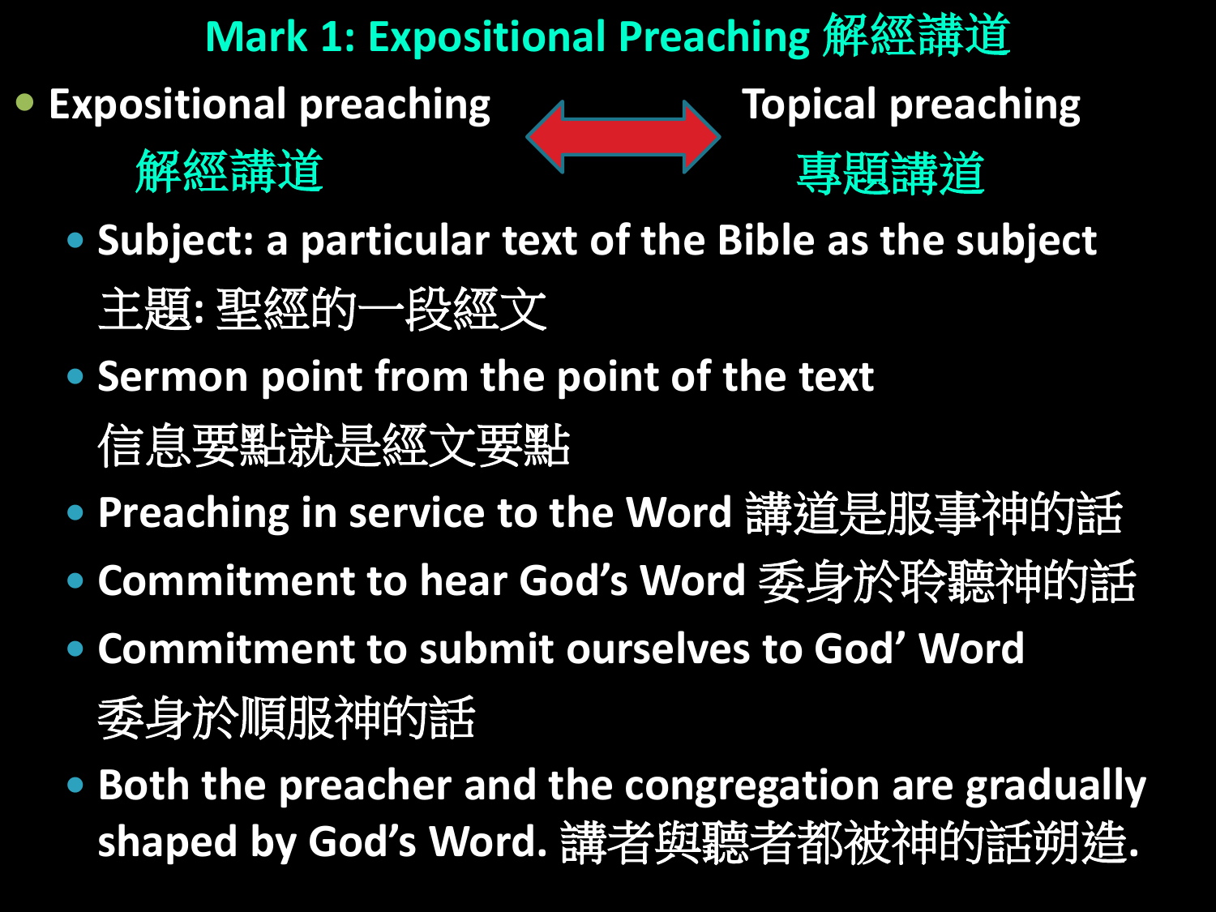# Mark 1: Expositional Preaching 解經講道

- Expositional preaching ⟷ Topical preaching

  解經講道 ⟷ 專題講道

  - Subject: a particular text of the Bible as the subject
    主題: 聖經的一段經文
  - Sermon point from the point of the text
    信息要點就是經文要點
  - Preaching in service to the Word 講道是服事神的話
  - Commitment to hear God's Word 委身於聆聽神的話
  - Commitment to submit ourselves to God' Word
    委身於順服神的話
  - Both the preacher and the congregation are gradually shaped by God's Word. 講者與聽者都被神的話塑造.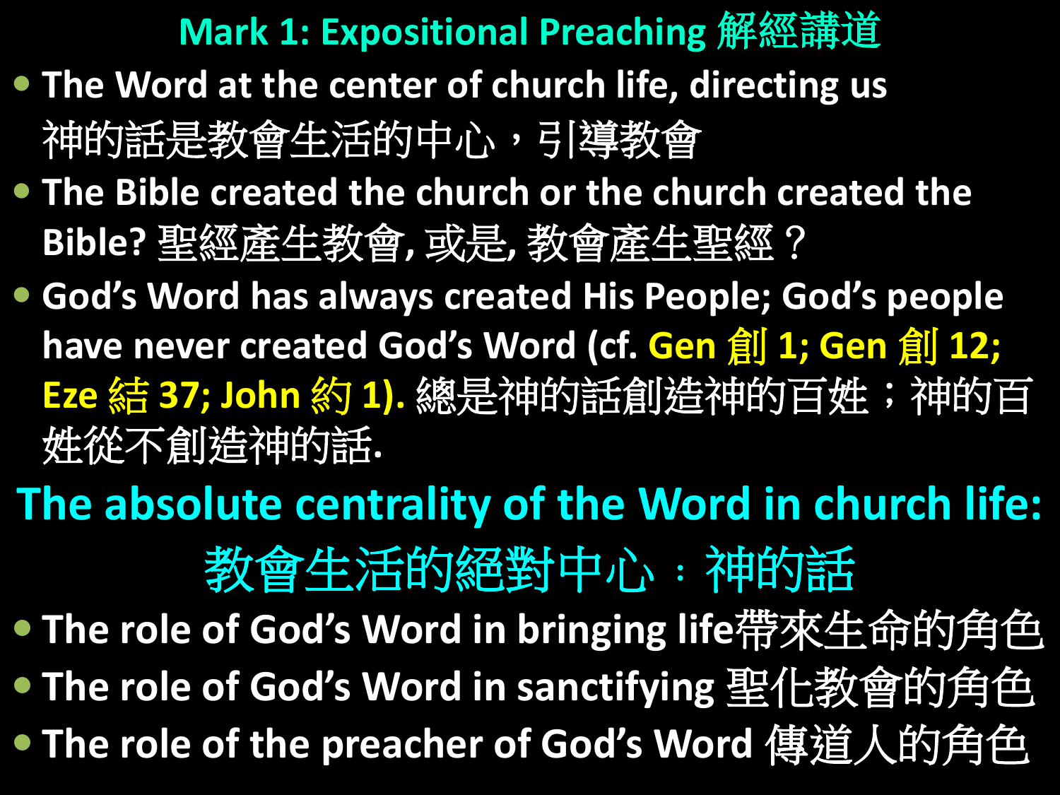# Mark 1: Expositional Preaching 解經講道

- The Word at the center of church life, directing us 神的話是教會生活的中心，引導教會
- The Bible created the church or the church created the Bible? 聖經產生教會, 或是, 教會產生聖經？
- God's Word has always created His People; God's people have never created God's Word (cf. Gen 創 1; Gen 創 12; Eze 結 37; John 約 1). 總是神的話創造神的百姓；神的百姓從不創造神的話.

## The absolute centrality of the Word in church life: 教會生活的絕對中心：神的話

- The role of God's Word in bringing life帶來生命的角色
- The role of God's Word in sanctifying 聖化教會的角色
- The role of the preacher of God's Word 傳道人的角色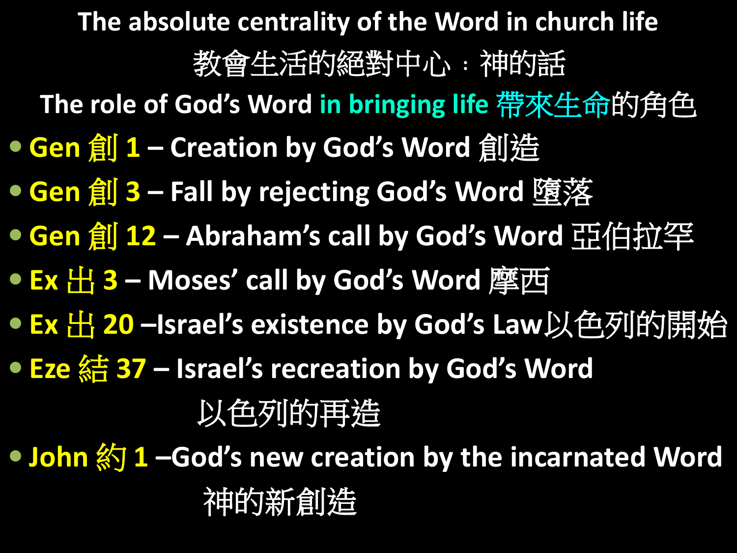# The absolute centrality of the Word in church life

# 教會生活的絕對中心：神的話

## The role of God's Word in bringing life 帶來生命的角色

- **Gen 創 1** – Creation by God's Word 創造
- **Gen 創 3** – Fall by rejecting God's Word 墮落
- **Gen 創 12** – Abraham's call by God's Word 亞伯拉罕
- **Ex 出 3** – Moses' call by God's Word 摩西
- **Ex 出 20** –Israel's existence by God's Law以色列的開始
- **Eze 結 37** – Israel's recreation by God's Word 以色列的再造
- **John 約 1** –God's new creation by the incarnated Word 神的新創造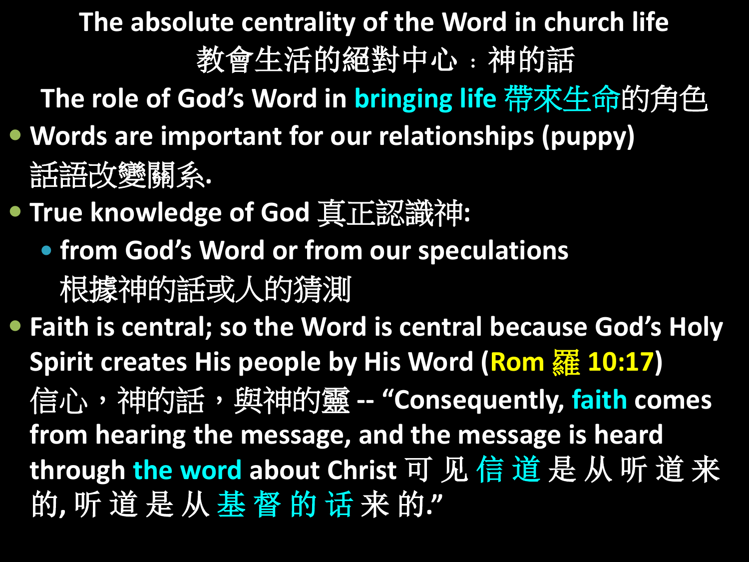# The absolute centrality of the Word in church life
# 教會生活的絕對中心：神的話

## The role of God’s Word in **bringing life 帶來生命**的角色

- **Words are important for our relationships (puppy)**
  話語改變關系.
- **True knowledge of God 真正認識神:**
  - **from God’s Word or from our speculations**
    根據神的話或人的猜測
- **Faith is central; so the Word is central because God’s Holy Spirit creates His people by His Word (Rom 羅 10:17)**
  信心，神的話，與神的靈 -- **“Consequently, faith comes from hearing the message, and the message is heard through the word about Christ** 可 见 信 道 是 从 听 道 来 的, 听 道 是 从 基 督 的 话 来 的.”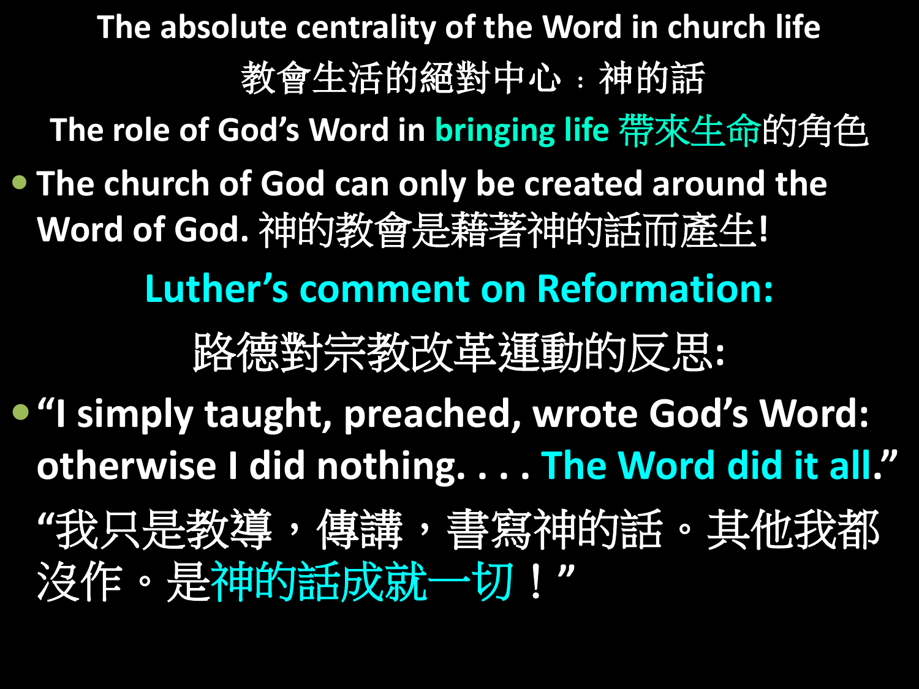# The absolute centrality of the Word in church life

# 教會生活的絕對中心：神的話

## The role of God's Word in bringing life 帶來生命的角色

- The church of God can only be created around the Word of God. 神的教會是藉著神的話而產生!

### Luther's comment on Reformation:

### 路德對宗教改革運動的反思:

- "I simply taught, preached, wrote God's Word: otherwise I did nothing. . . . The Word did it all."

"我只是教導，傳講，書寫神的話。其他我都沒作。是神的話成就一切！"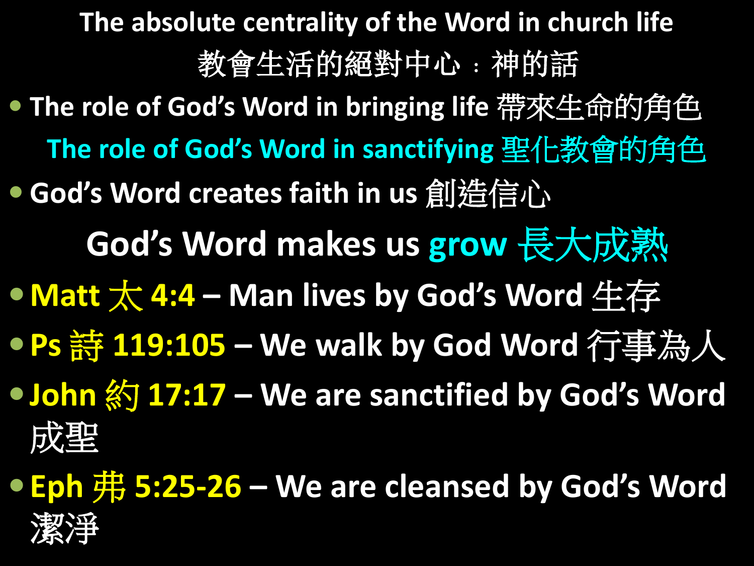# The absolute centrality of the Word in church life
# 教會生活的絕對中心：神的話

- The role of God's Word in bringing life 帶來生命的角色

  The role of God's Word in sanctifying 聖化教會的角色

- God's Word creates faith in us 創造信心

  God's Word makes us grow 長大成熟

- **Matt 太 4:4** – Man lives by God's Word 生存
- **Ps 詩 119:105** – We walk by God Word 行事為人
- **John 約 17:17** – We are sanctified by God's Word 成聖
- **Eph 弗 5:25-26** – We are cleansed by God's Word 潔淨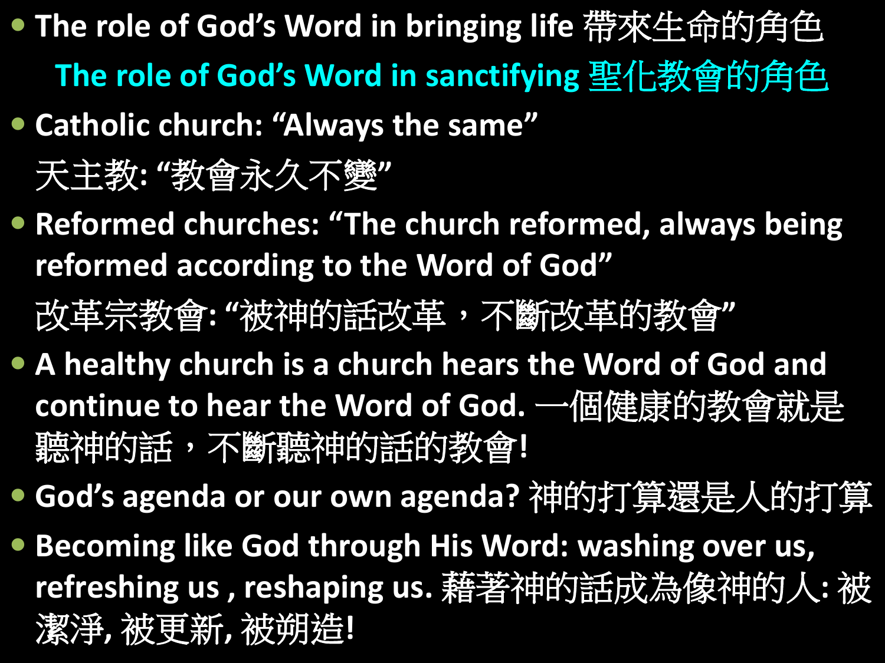- **The role of God's Word in bringing life** 帶來生命的角色

  **The role of God's Word in sanctifying** 聖化教會的角色

- **Catholic church: "Always the same"**

  天主教: "教會永久不變"

- **Reformed churches: "The church reformed, always being reformed according to the Word of God"**

  改革宗教會: "被神的話改革，不斷改革的教會"

- **A healthy church is a church hears the Word of God and continue to hear the Word of God.** 一個健康的教會就是聽神的話，不斷聽神的話的教會!

- **God's agenda or our own agenda?** 神的打算還是人的打算

- **Becoming like God through His Word: washing over us, refreshing us , reshaping us.** 藉著神的話成為像神的人: 被潔淨, 被更新, 被朔造!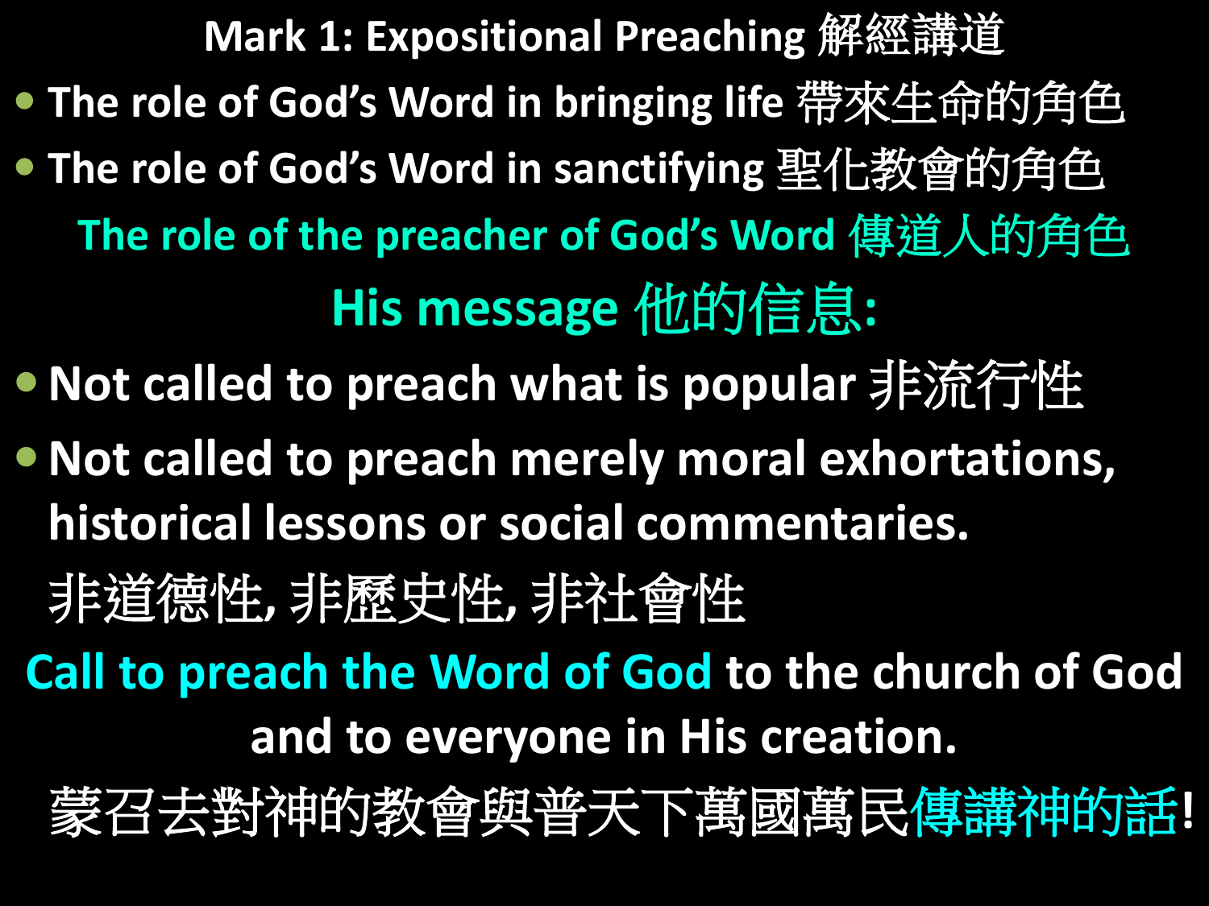# Mark 1: Expositional Preaching 解經講道

- The role of God's Word in bringing life 帶來生命的角色
- The role of God's Word in sanctifying 聖化教會的角色

## The role of the preacher of God's Word 傳道人的角色

## His message 他的信息:

- Not called to preach what is popular 非流行性
- Not called to preach merely moral exhortations, historical lessons or social commentaries.
  非道德性, 非歷史性, 非社會性

**Call to preach the Word of God to the church of God and to everyone in His creation.**

蒙召去對神的教會與普天下萬國萬民傳講神的話!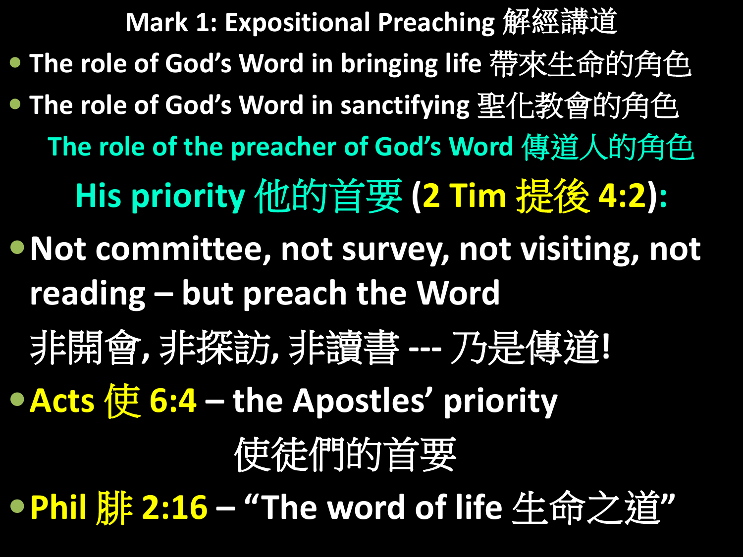# Mark 1: Expositional Preaching 解經講道

- The role of God's Word in bringing life 帶來生命的角色
- The role of God's Word in sanctifying 聖化教會的角色

## The role of the preacher of God's Word 傳道人的角色

## His priority 他的首要 (2 Tim 提後 4:2):

- Not committee, not survey, not visiting, not reading – but preach the Word

  非開會, 非探訪, 非讀書 --- 乃是傳道!

- Acts 使 6:4 – the Apostles' priority

  使徒們的首要

- Phil 腓 2:16 – "The word of life 生命之道"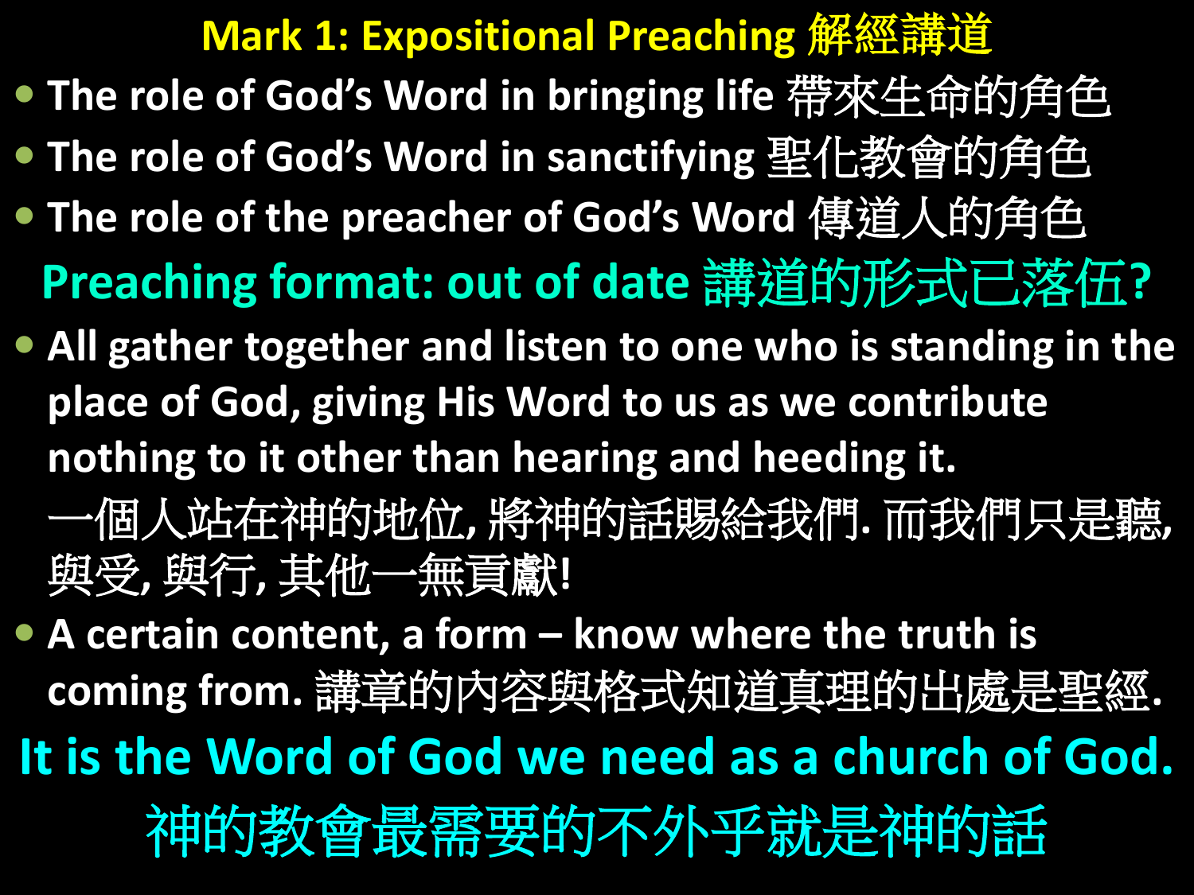# Mark 1: Expositional Preaching 解經講道

- The role of God's Word in bringing life 帶來生命的角色
- The role of God's Word in sanctifying 聖化教會的角色
- The role of the preacher of God's Word 傳道人的角色

## Preaching format: out of date 講道的形式已落伍?

- All gather together and listen to one who is standing in the place of God, giving His Word to us as we contribute nothing to it other than hearing and heeding it.
  一個人站在神的地位, 將神的話賜給我們. 而我們只是聽, 與受, 與行, 其他一無貢獻!
- A certain content, a form – know where the truth is coming from. 講章的內容與格式知道真理的出處是聖經.

**It is the Word of God we need as a church of God.**

**神的教會最需要的不外乎就是神的話**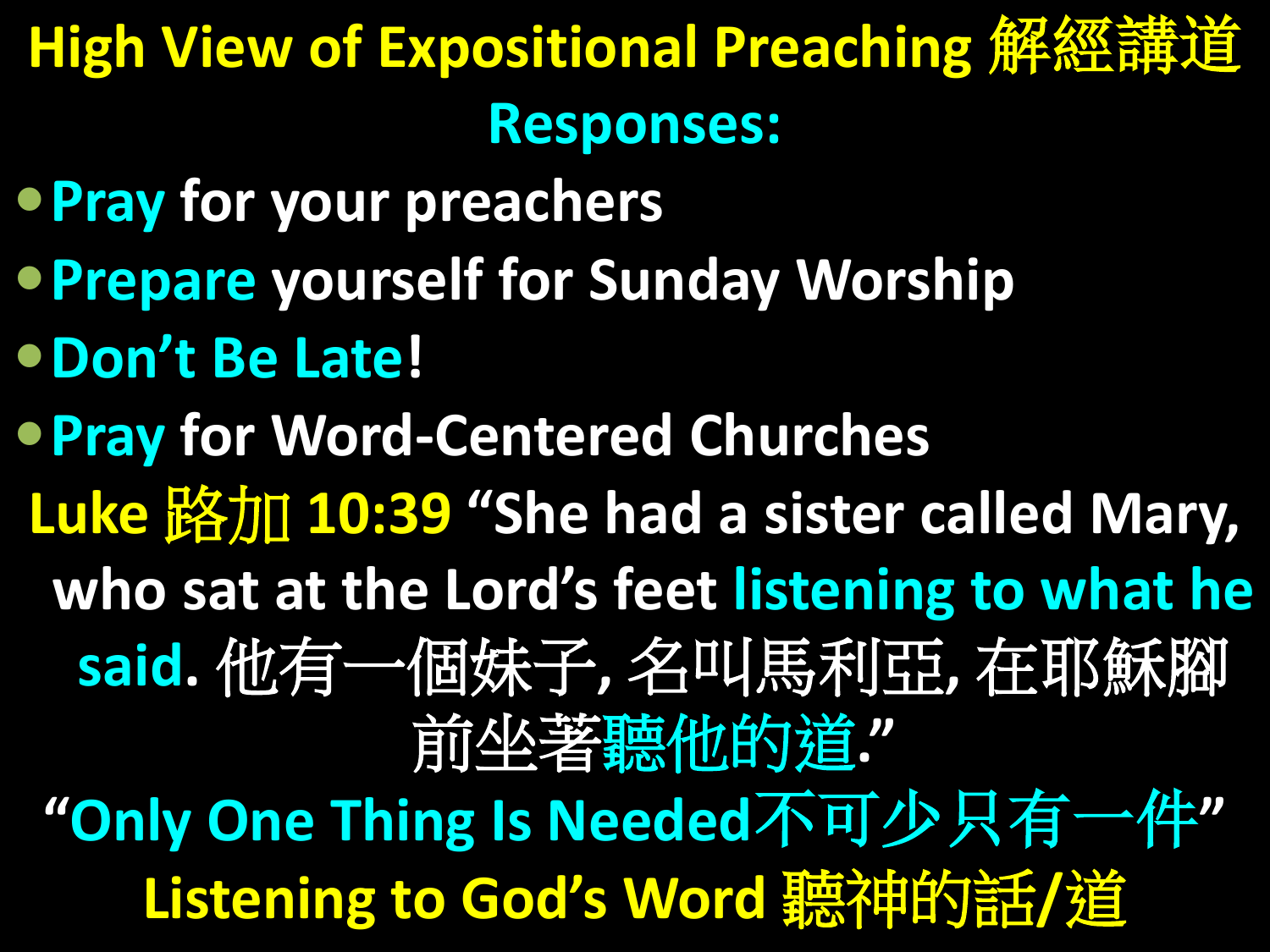# High View of Expositional Preaching 解經講道

## Responses:

- **Pray** for your preachers
- **Prepare** yourself for Sunday Worship
- **Don't Be Late!**
- **Pray** for Word-Centered Churches

**Luke 路加 10:39** "She had a sister called Mary, who sat at the Lord's feet **listening to what he said**. 他有一個妹子, 名叫馬利亞, 在耶穌腳前坐著**聽他的道**."

**"Only One Thing Is Needed不可少只有一件"**

**Listening to God's Word 聽神的話/道**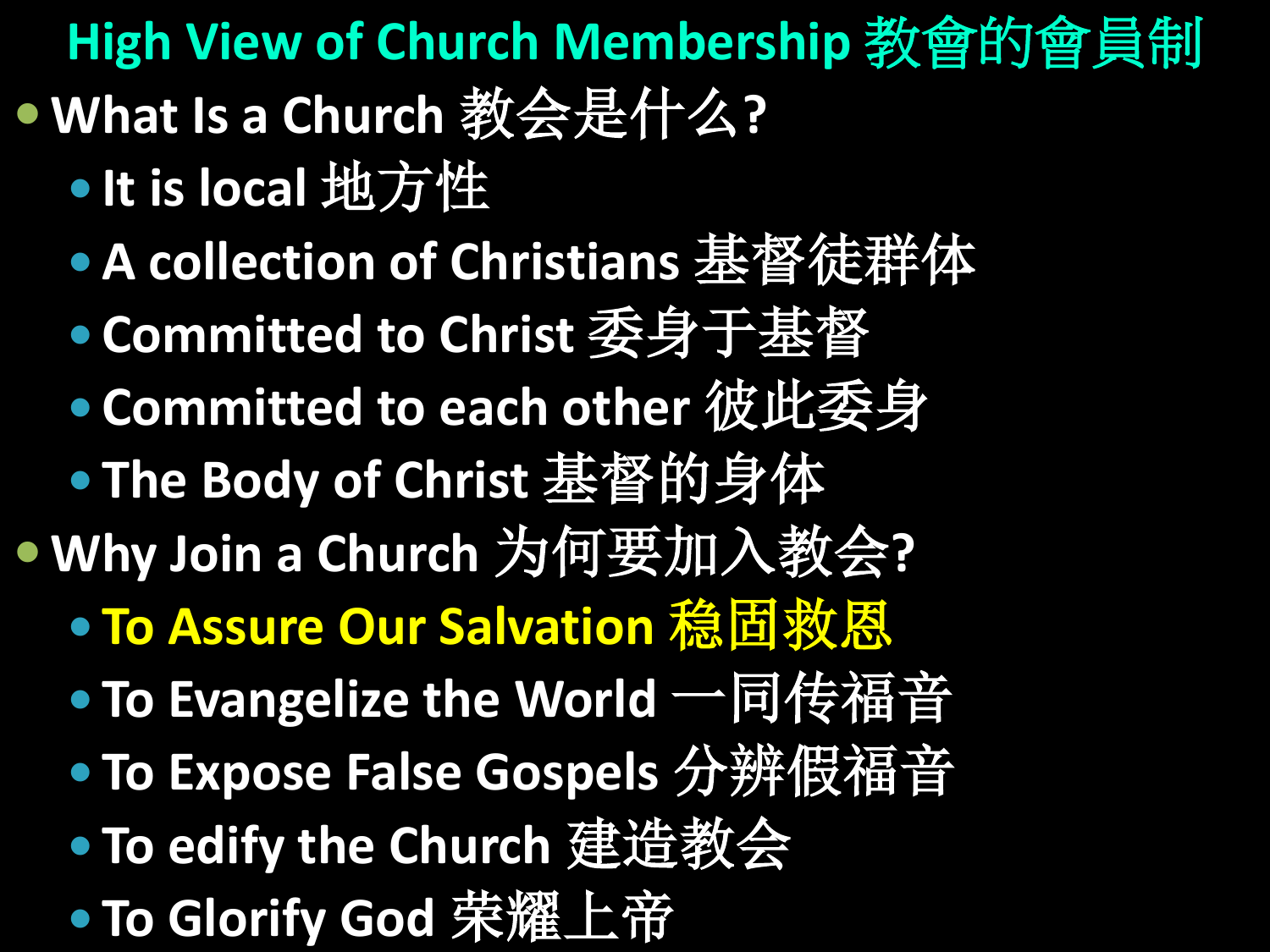# High View of Church Membership 教會的會員制

- What Is a Church 教会是什么?
  - It is local 地方性
  - A collection of Christians 基督徒群体
  - Committed to Christ 委身于基督
  - Committed to each other 彼此委身
  - The Body of Christ 基督的身体
- Why Join a Church 为何要加入教会?
  - **To Assure Our Salvation 稳固救恩**
  - To Evangelize the World 一同传福音
  - To Expose False Gospels 分辨假福音
  - To edify the Church 建造教会
  - To Glorify God 荣耀上帝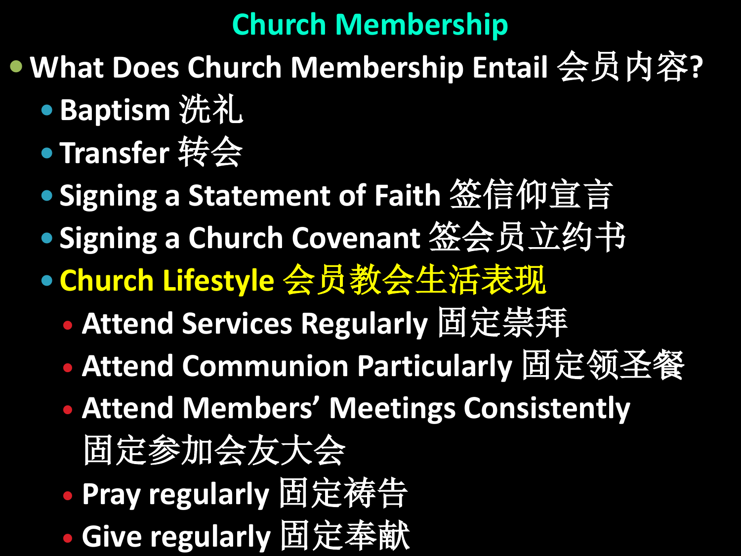# Church Membership

- What Does Church Membership Entail 会员内容?
  - Baptism 洗礼
  - Transfer 转会
  - Signing a Statement of Faith 签信仰宣言
  - Signing a Church Covenant 签会员立约书
  - Church Lifestyle 会员教会生活表现
    - Attend Services Regularly 固定崇拜
    - Attend Communion Particularly 固定领圣餐
    - Attend Members' Meetings Consistently 固定参加会友大会
    - Pray regularly 固定祷告
    - Give regularly 固定奉献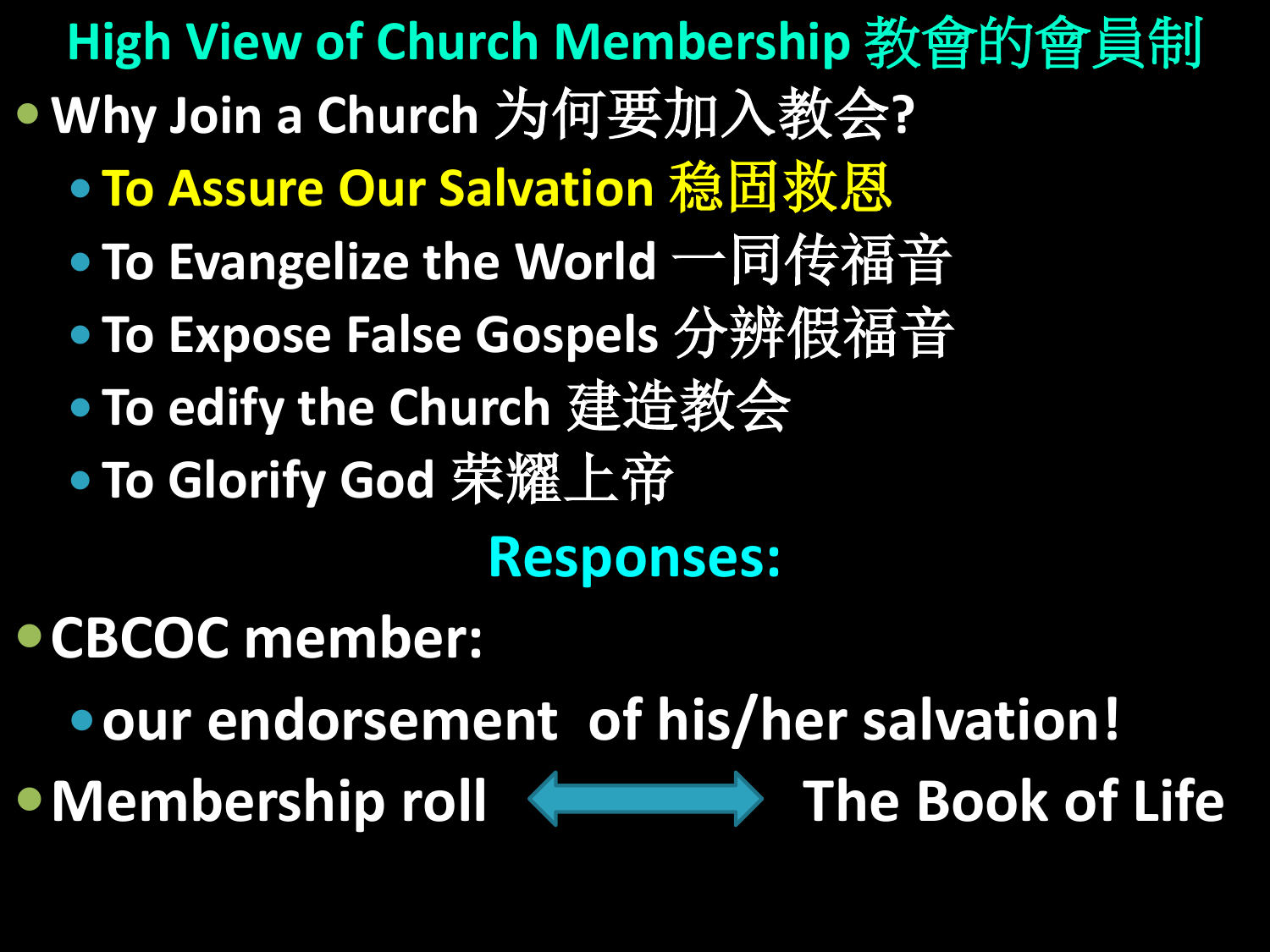# High View of Church Membership 教會的會員制

- Why Join a Church 为何要加入教会?
  - To Assure Our Salvation 稳固救恩
  - To Evangelize the World 一同传福音
  - To Expose False Gospels 分辨假福音
  - To edify the Church 建造教会
  - To Glorify God 荣耀上帝

**Responses:**

- CBCOC member:
  - our endorsement of his/her salvation!
- Membership roll ⟷ The Book of Life